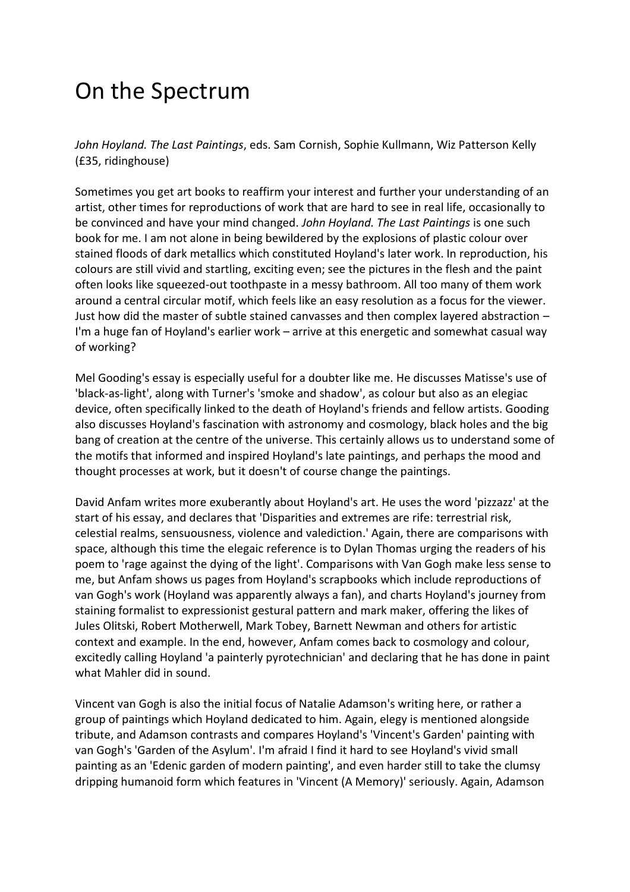# On the Spectrum

*John Hoyland. The Last Paintings*, eds. Sam Cornish, Sophie Kullmann, Wiz Patterson Kelly (£35, ridinghouse)

Sometimes you get art books to reaffirm your interest and further your understanding of an artist, other times for reproductions of work that are hard to see in real life, occasionally to be convinced and have your mind changed. *John Hoyland. The Last Paintings* is one such book for me. I am not alone in being bewildered by the explosions of plastic colour over stained floods of dark metallics which constituted Hoyland's later work. In reproduction, his colours are still vivid and startling, exciting even; see the pictures in the flesh and the paint often looks like squeezed-out toothpaste in a messy bathroom. All too many of them work around a central circular motif, which feels like an easy resolution as a focus for the viewer. Just how did the master of subtle stained canvasses and then complex layered abstraction – I'm a huge fan of Hoyland's earlier work – arrive at this energetic and somewhat casual way of working?

Mel Gooding's essay is especially useful for a doubter like me. He discusses Matisse's use of 'black-as-light', along with Turner's 'smoke and shadow', as colour but also as an elegiac device, often specifically linked to the death of Hoyland's friends and fellow artists. Gooding also discusses Hoyland's fascination with astronomy and cosmology, black holes and the big bang of creation at the centre of the universe. This certainly allows us to understand some of the motifs that informed and inspired Hoyland's late paintings, and perhaps the mood and thought processes at work, but it doesn't of course change the paintings.

David Anfam writes more exuberantly about Hoyland's art. He uses the word 'pizzazz' at the start of his essay, and declares that 'Disparities and extremes are rife: terrestrial risk, celestial realms, sensuousness, violence and valediction.' Again, there are comparisons with space, although this time the elegaic reference is to Dylan Thomas urging the readers of his poem to 'rage against the dying of the light'. Comparisons with Van Gogh make less sense to me, but Anfam shows us pages from Hoyland's scrapbooks which include reproductions of van Gogh's work (Hoyland was apparently always a fan), and charts Hoyland's journey from staining formalist to expressionist gestural pattern and mark maker, offering the likes of Jules Olitski, Robert Motherwell, Mark Tobey, Barnett Newman and others for artistic context and example. In the end, however, Anfam comes back to cosmology and colour, excitedly calling Hoyland 'a painterly pyrotechnician' and declaring that he has done in paint what Mahler did in sound.

Vincent van Gogh is also the initial focus of Natalie Adamson's writing here, or rather a group of paintings which Hoyland dedicated to him. Again, elegy is mentioned alongside tribute, and Adamson contrasts and compares Hoyland's 'Vincent's Garden' painting with van Gogh's 'Garden of the Asylum'. I'm afraid I find it hard to see Hoyland's vivid small painting as an 'Edenic garden of modern painting', and even harder still to take the clumsy dripping humanoid form which features in 'Vincent (A Memory)' seriously. Again, Adamson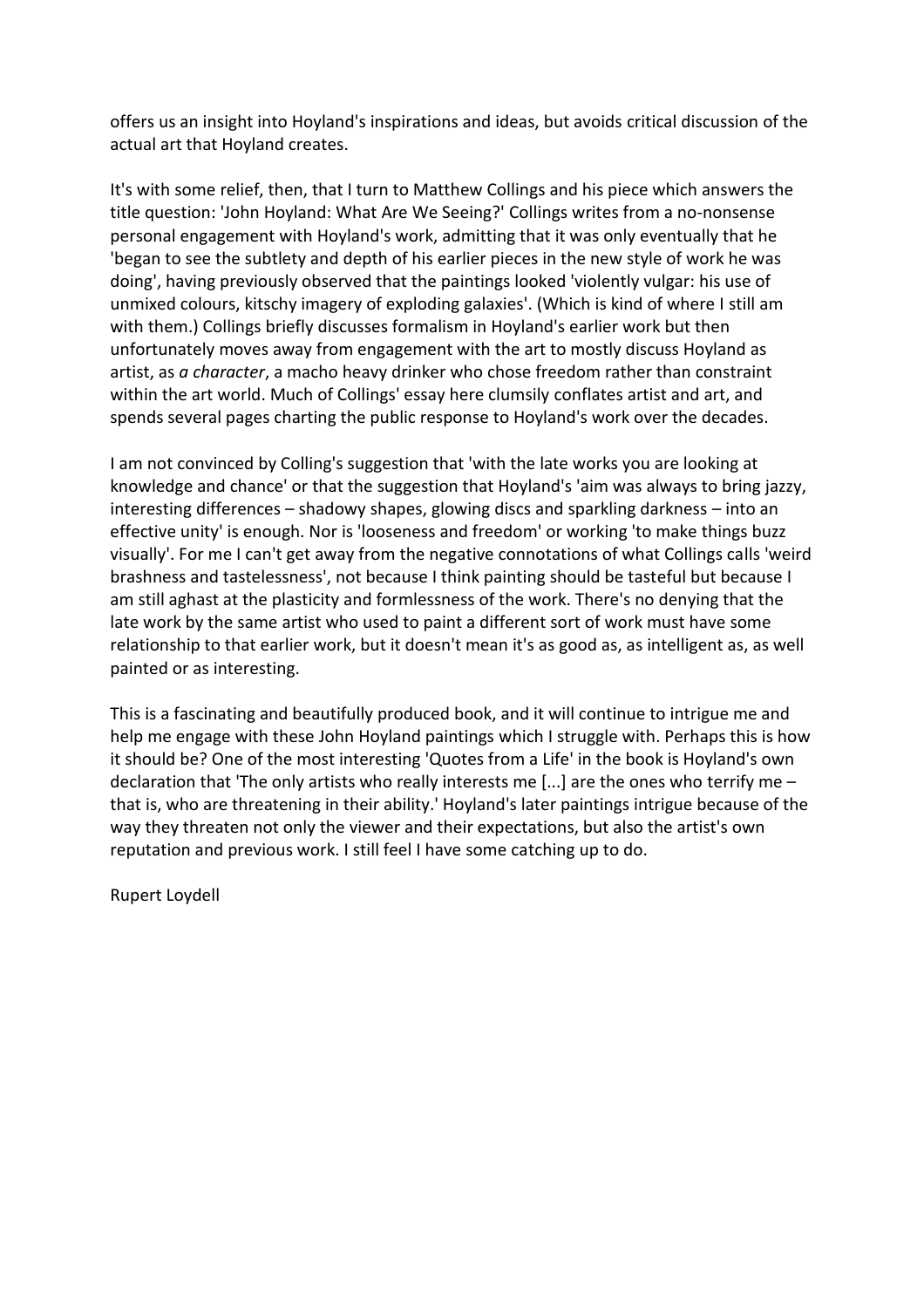offers us an insight into Hoyland's inspirations and ideas, but avoids critical discussion of the actual art that Hoyland creates.

It's with some relief, then, that I turn to Matthew Collings and his piece which answers the title question: 'John Hoyland: What Are We Seeing?' Collings writes from a no-nonsense personal engagement with Hoyland's work, admitting that it was only eventually that he 'began to see the subtlety and depth of his earlier pieces in the new style of work he was doing', having previously observed that the paintings looked 'violently vulgar: his use of unmixed colours, kitschy imagery of exploding galaxies'. (Which is kind of where I still am with them.) Collings briefly discusses formalism in Hoyland's earlier work but then unfortunately moves away from engagement with the art to mostly discuss Hoyland as artist, as *a character*, a macho heavy drinker who chose freedom rather than constraint within the art world. Much of Collings' essay here clumsily conflates artist and art, and spends several pages charting the public response to Hoyland's work over the decades.

I am not convinced by Colling's suggestion that 'with the late works you are looking at knowledge and chance' or that the suggestion that Hoyland's 'aim was always to bring jazzy, interesting differences – shadowy shapes, glowing discs and sparkling darkness – into an effective unity' is enough. Nor is 'looseness and freedom' or working 'to make things buzz visually'. For me I can't get away from the negative connotations of what Collings calls 'weird brashness and tastelessness', not because I think painting should be tasteful but because I am still aghast at the plasticity and formlessness of the work. There's no denying that the late work by the same artist who used to paint a different sort of work must have some relationship to that earlier work, but it doesn't mean it's as good as, as intelligent as, as well painted or as interesting.

This is a fascinating and beautifully produced book, and it will continue to intrigue me and help me engage with these John Hoyland paintings which I struggle with. Perhaps this is how it should be? One of the most interesting 'Quotes from a Life' in the book is Hoyland's own declaration that 'The only artists who really interests me [...] are the ones who terrify me – that is, who are threatening in their ability.' Hoyland's later paintings intrigue because of the way they threaten not only the viewer and their expectations, but also the artist's own reputation and previous work. I still feel I have some catching up to do.

Rupert Loydell